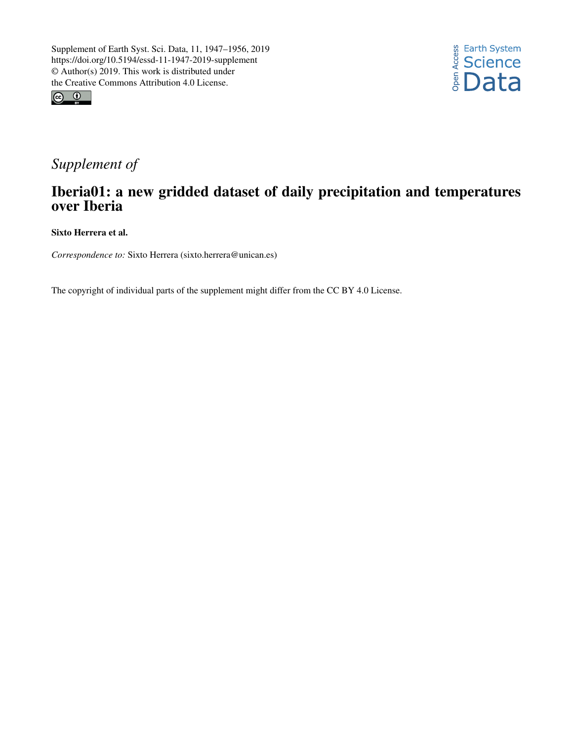Supplement of Earth Syst. Sci. Data, 11, 1947–1956, 2019
https://doi.org/10.5194/essd-11-1947-2019-supplement
© Author(s) 2019. This work is distributed under
the Creative Commons Attribution 4.0 License.

*Supplement of*

# Iberia01: a new gridded dataset of daily precipitation and temperatures over Iberia

**Sixto Herrera et al.**

*Correspondence to:* Sixto Herrera (sixto.herrera@unican.es)

The copyright of individual parts of the supplement might differ from the CC BY 4.0 License.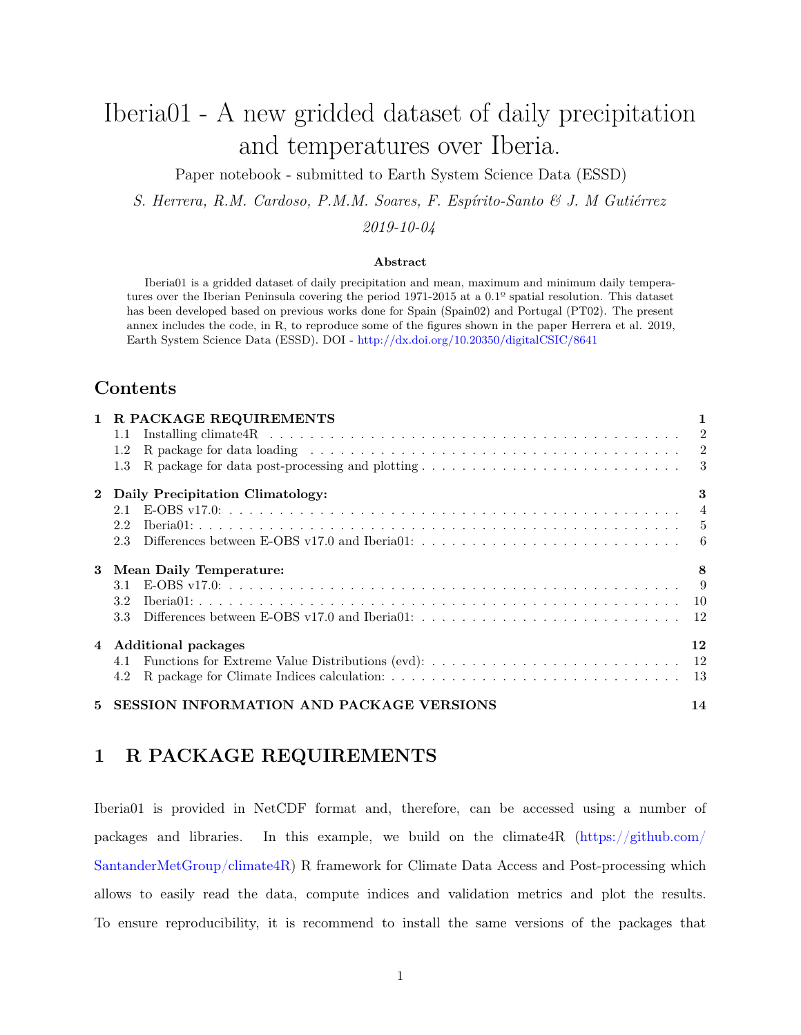# Iberia01 - A new gridded dataset of daily precipitation and temperatures over Iberia.

Paper notebook - submitted to Earth System Science Data (ESSD)

*S. Herrera, R.M. Cardoso, P.M.M. Soares, F. Espírito-Santo & J. M Gutiérrez*

*2019-10-04*

**Abstract**

Iberia01 is a gridded dataset of daily precipitation and mean, maximum and minimum daily temperatures over the Iberian Peninsula covering the period 1971-2015 at a 0.1º spatial resolution. This dataset has been developed based on previous works done for Spain (Spain02) and Portugal (PT02). The present annex includes the code, in R, to reproduce some of the figures shown in the paper Herrera et al. 2019, Earth System Science Data (ESSD). DOI - http://dx.doi.org/10.20350/digitalCSIC/8641

## Contents

- **1 R PACKAGE REQUIREMENTS** — 1
  - 1.1 Installing climate4R — 2
  - 1.2 R package for data loading — 2
  - 1.3 R package for data post-processing and plotting — 3
- **2 Daily Precipitation Climatology:** — 3
  - 2.1 E-OBS v17.0: — 4
  - 2.2 Iberia01: — 5
  - 2.3 Differences between E-OBS v17.0 and Iberia01: — 6
- **3 Mean Daily Temperature:** — 8
  - 3.1 E-OBS v17.0: — 9
  - 3.2 Iberia01: — 10
  - 3.3 Differences between E-OBS v17.0 and Iberia01: — 12
- **4 Additional packages** — 12
  - 4.1 Functions for Extreme Value Distributions (evd): — 12
  - 4.2 R package for Climate Indices calculation: — 13
- **5 SESSION INFORMATION AND PACKAGE VERSIONS** — 14

## 1 R PACKAGE REQUIREMENTS

Iberia01 is provided in NetCDF format and, therefore, can be accessed using a number of packages and libraries. In this example, we build on the climate4R (https://github.com/SantanderMetGroup/climate4R) R framework for Climate Data Access and Post-processing which allows to easily read the data, compute indices and validation metrics and plot the results. To ensure reproducibility, it is recommend to install the same versions of the packages that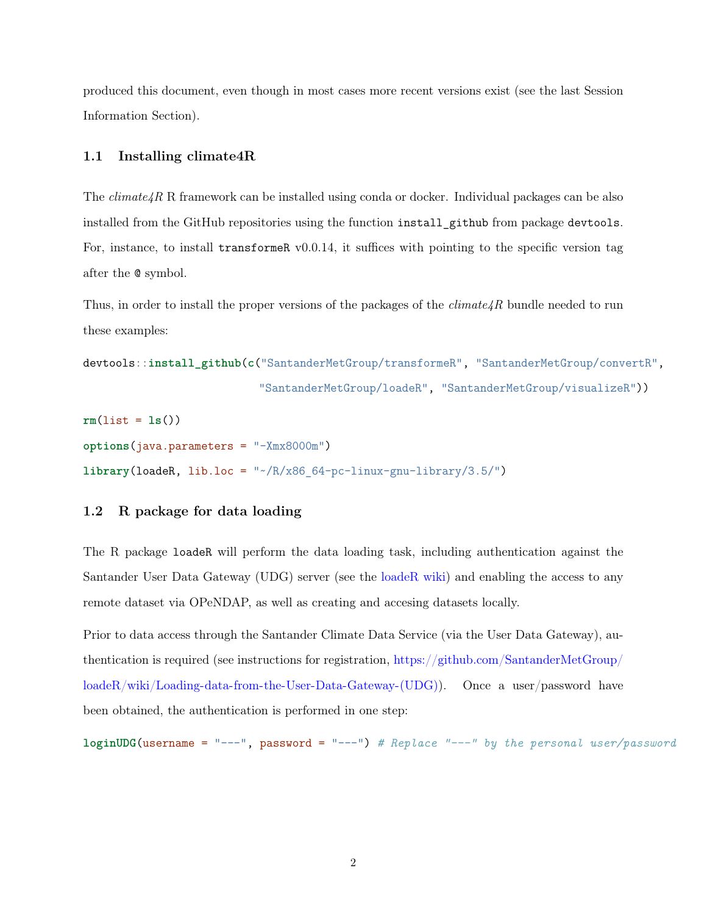produced this document, even though in most cases more recent versions exist (see the last Session Information Section).

### 1.1 Installing climate4R

The *climate4R* R framework can be installed using conda or docker. Individual packages can be also installed from the GitHub repositories using the function `install_github` from package `devtools`. For, instance, to install `transformeR` v0.0.14, it suffices with pointing to the specific version tag after the `@` symbol.

Thus, in order to install the proper versions of the packages of the *climate4R* bundle needed to run these examples:

```
devtools::install_github(c("SantanderMetGroup/transformeR", "SantanderMetGroup/convertR",
                           "SantanderMetGroup/loadeR", "SantanderMetGroup/visualizeR"))
```

```
rm(list = ls())
options(java.parameters = "-Xmx8000m")
library(loadeR, lib.loc = "~/R/x86_64-pc-linux-gnu-library/3.5/")
```

### 1.2 R package for data loading

The R package `loadeR` will perform the data loading task, including authentication against the Santander User Data Gateway (UDG) server (see the loadeR wiki) and enabling the access to any remote dataset via OPeNDAP, as well as creating and accesing datasets locally.

Prior to data access through the Santander Climate Data Service (via the User Data Gateway), authentication is required (see instructions for registration, https://github.com/SantanderMetGroup/loadeR/wiki/Loading-data-from-the-User-Data-Gateway-(UDG)). Once a user/password have been obtained, the authentication is performed in one step:

```
loginUDG(username = "---", password = "---") # Replace "---" by the personal user/password
```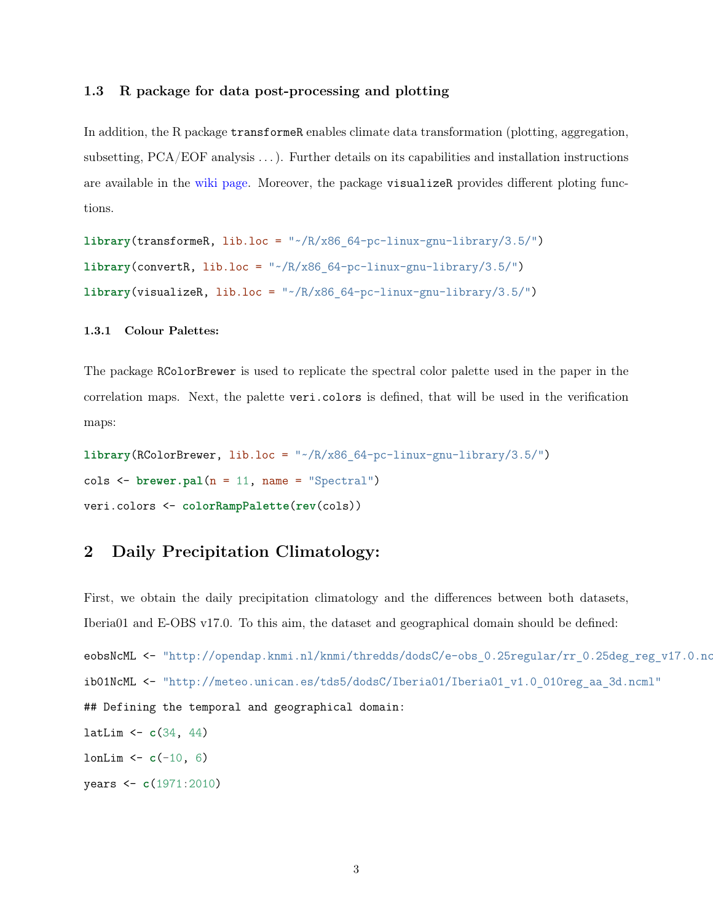### 1.3 R package for data post-processing and plotting

In addition, the R package `transformeR` enables climate data transformation (plotting, aggregation, subsetting, PCA/EOF analysis . . . ). Further details on its capabilities and installation instructions are available in the wiki page. Moreover, the package `visualizeR` provides different ploting functions.

```
library(transformeR, lib.loc = "~/R/x86_64-pc-linux-gnu-library/3.5/")
library(convertR, lib.loc = "~/R/x86_64-pc-linux-gnu-library/3.5/")
library(visualizeR, lib.loc = "~/R/x86_64-pc-linux-gnu-library/3.5/")
```

#### 1.3.1 Colour Palettes:

The package `RColorBrewer` is used to replicate the spectral color palette used in the paper in the correlation maps. Next, the palette `veri.colors` is defined, that will be used in the verification maps:

```
library(RColorBrewer, lib.loc = "~/R/x86_64-pc-linux-gnu-library/3.5/")
cols <- brewer.pal(n = 11, name = "Spectral")
veri.colors <- colorRampPalette(rev(cols))
```

## 2 Daily Precipitation Climatology:

First, we obtain the daily precipitation climatology and the differences between both datasets, Iberia01 and E-OBS v17.0. To this aim, the dataset and geographical domain should be defined:

```
eobsNcML <- "http://opendap.knmi.nl/knmi/thredds/dodsC/e-obs_0.25regular/rr_0.25deg_reg_v17.0.nc
ib01NcML <- "http://meteo.unican.es/tds5/dodsC/Iberia01/Iberia01_v1.0_010reg_aa_3d.ncml"
## Defining the temporal and geographical domain:
latLim <- c(34, 44)
lonLim <- c(-10, 6)
years <- c(1971:2010)
```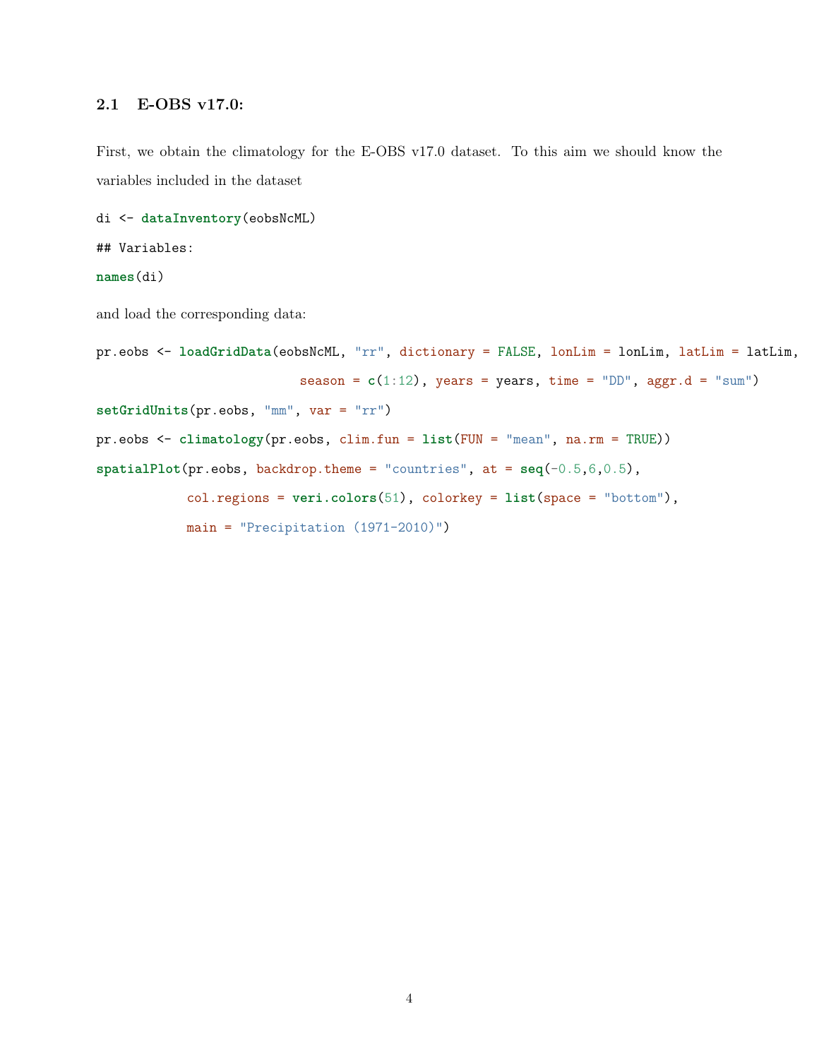## 2.1 E-OBS v17.0:

First, we obtain the climatology for the E-OBS v17.0 dataset. To this aim we should know the variables included in the dataset

```
di <- dataInventory(eobsNcML)
## Variables:
names(di)
```

and load the corresponding data:

```
pr.eobs <- loadGridData(eobsNcML, "rr", dictionary = FALSE, lonLim = lonLim, latLim = latLim,
                        season = c(1:12), years = years, time = "DD", aggr.d = "sum")
setGridUnits(pr.eobs, "mm", var = "rr")
pr.eobs <- climatology(pr.eobs, clim.fun = list(FUN = "mean", na.rm = TRUE))
spatialPlot(pr.eobs, backdrop.theme = "countries", at = seq(-0.5,6,0.5),
            col.regions = veri.colors(51), colorkey = list(space = "bottom"),
            main = "Precipitation (1971-2010)")
```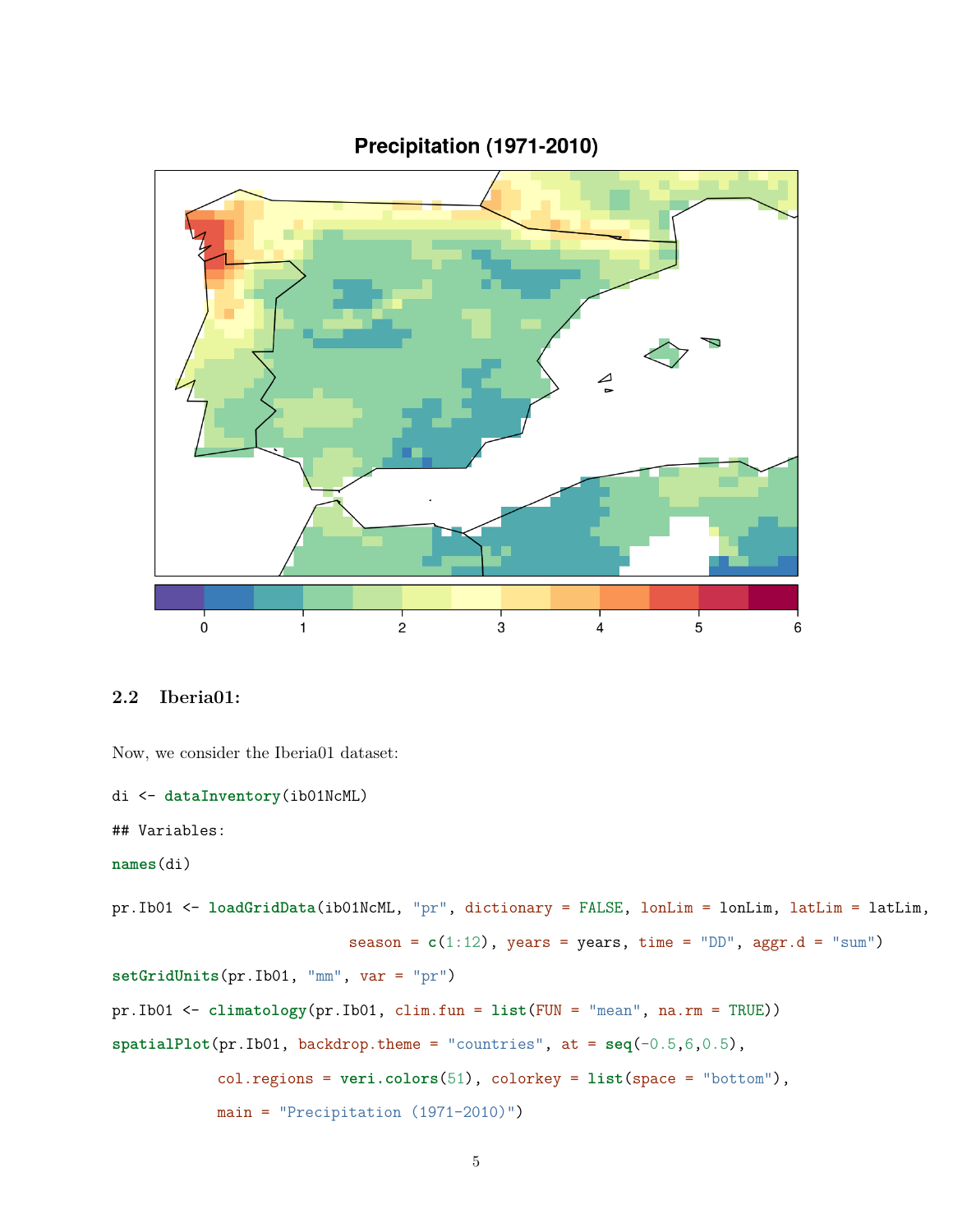Precipitation (1971-2010)

## 2.2 Iberia01:

Now, we consider the Iberia01 dataset:

```
di <- dataInventory(ib01NcML)
```

```
## Variables:
```

```
names(di)
```

```
pr.Ib01 <- loadGridData(ib01NcML, "pr", dictionary = FALSE, lonLim = lonLim, latLim = latLim,
                        season = c(1:12), years = years, time = "DD", aggr.d = "sum")
setGridUnits(pr.Ib01, "mm", var = "pr")
pr.Ib01 <- climatology(pr.Ib01, clim.fun = list(FUN = "mean", na.rm = TRUE))
spatialPlot(pr.Ib01, backdrop.theme = "countries", at = seq(-0.5,6,0.5),
            col.regions = veri.colors(51), colorkey = list(space = "bottom"),
            main = "Precipitation (1971-2010)")
```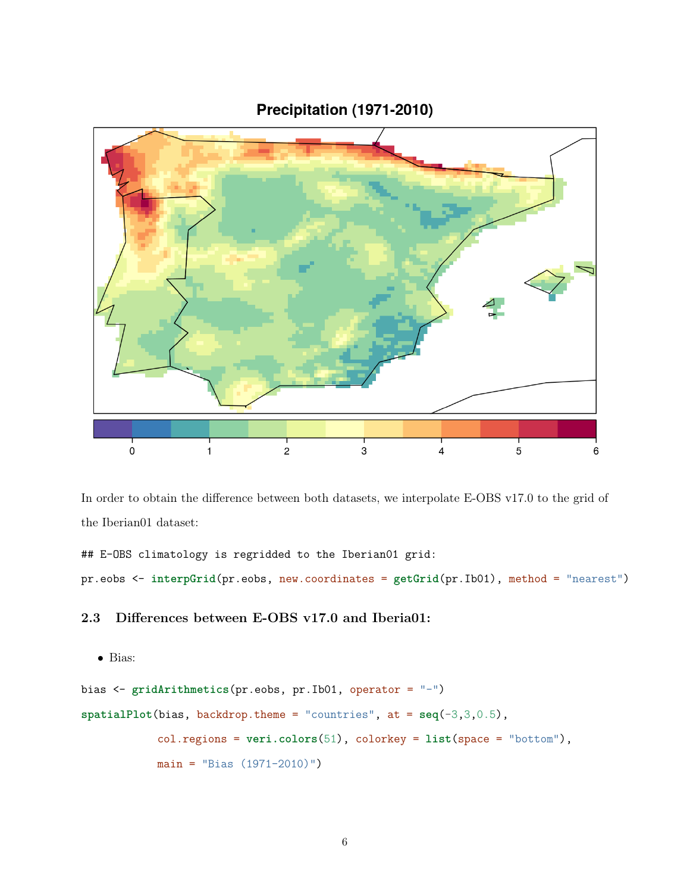In order to obtain the difference between both datasets, we interpolate E-OBS v17.0 to the grid of the Iberian01 dataset:

```
## E-OBS climatology is regridded to the Iberian01 grid:
pr.eobs <- interpGrid(pr.eobs, new.coordinates = getGrid(pr.Ib01), method = "nearest")
```

### 2.3 Differences between E-OBS v17.0 and Iberia01:

- Bias:

```
bias <- gridArithmetics(pr.eobs, pr.Ib01, operator = "-")
spatialPlot(bias, backdrop.theme = "countries", at = seq(-3,3,0.5),
            col.regions = veri.colors(51), colorkey = list(space = "bottom"),
            main = "Bias (1971-2010)")
```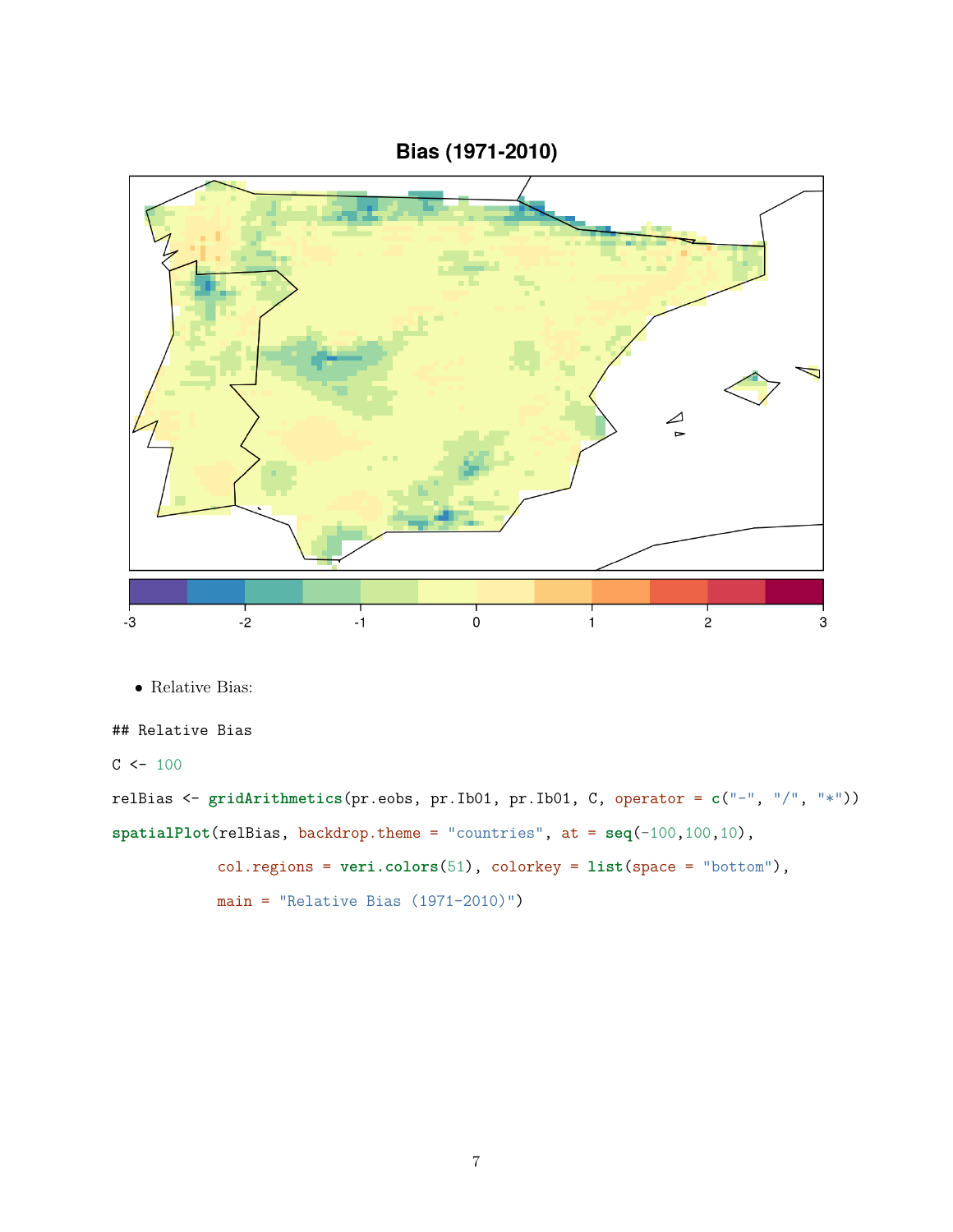- Relative Bias:

```
## Relative Bias
C <- 100
relBias <- gridArithmetics(pr.eobs, pr.Ib01, pr.Ib01, C, operator = c("-", "/", "*"))
spatialPlot(relBias, backdrop.theme = "countries", at = seq(-100,100,10),
            col.regions = veri.colors(51), colorkey = list(space = "bottom"),
            main = "Relative Bias (1971-2010)")
```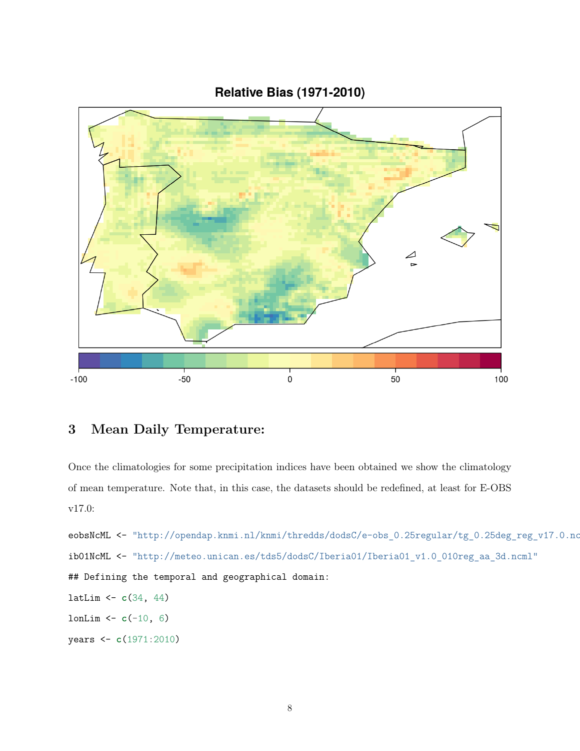## 3 Mean Daily Temperature:

Once the climatologies for some precipitation indices have been obtained we show the climatology of mean temperature. Note that, in this case, the datasets should be redefined, at least for E-OBS v17.0:

```
eobsNcML <- "http://opendap.knmi.nl/knmi/thredds/dodsC/e-obs_0.25regular/tg_0.25deg_reg_v17.0.nc
ib01NcML <- "http://meteo.unican.es/tds5/dodsC/Iberia01/Iberia01_v1.0_010reg_aa_3d.ncml"
## Defining the temporal and geographical domain:
latLim <- c(34, 44)
lonLim <- c(-10, 6)
years <- c(1971:2010)
```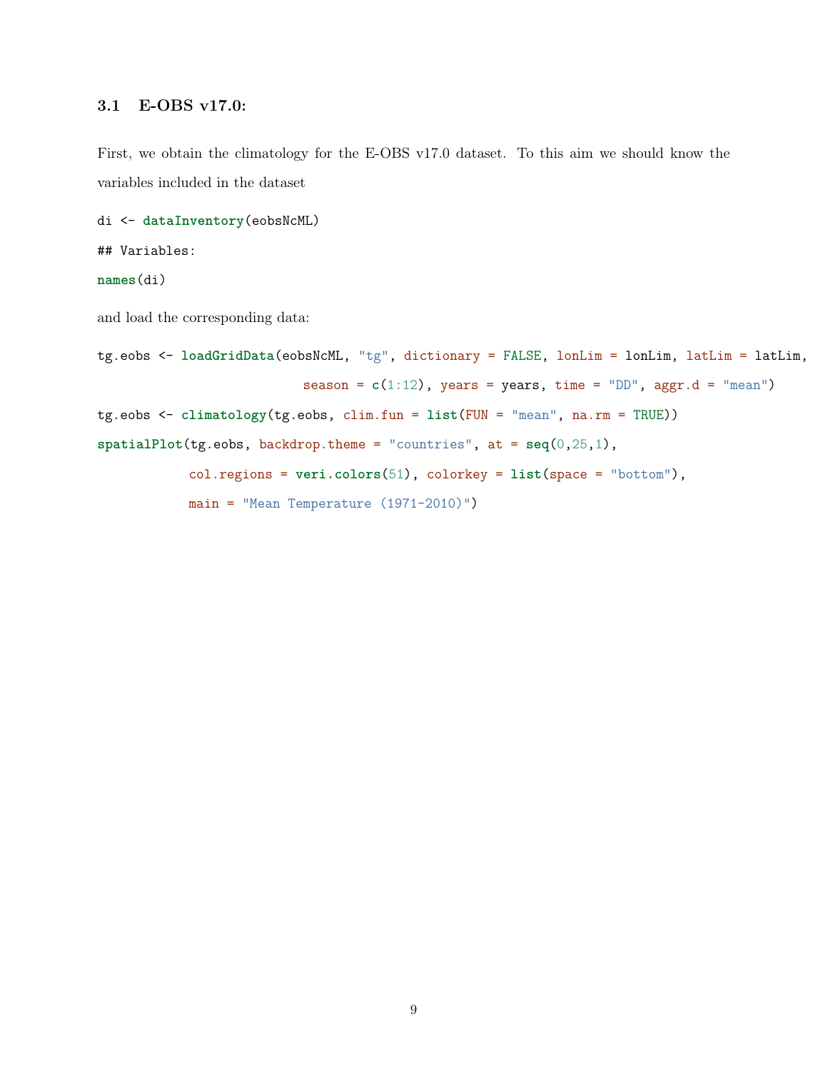### 3.1 E-OBS v17.0:

First, we obtain the climatology for the E-OBS v17.0 dataset. To this aim we should know the variables included in the dataset

```
di <- dataInventory(eobsNcML)
## Variables:
names(di)
```

and load the corresponding data:

```
tg.eobs <- loadGridData(eobsNcML, "tg", dictionary = FALSE, lonLim = lonLim, latLim = latLim,
                        season = c(1:12), years = years, time = "DD", aggr.d = "mean")
tg.eobs <- climatology(tg.eobs, clim.fun = list(FUN = "mean", na.rm = TRUE))
spatialPlot(tg.eobs, backdrop.theme = "countries", at = seq(0,25,1),
            col.regions = veri.colors(51), colorkey = list(space = "bottom"),
            main = "Mean Temperature (1971-2010)")
```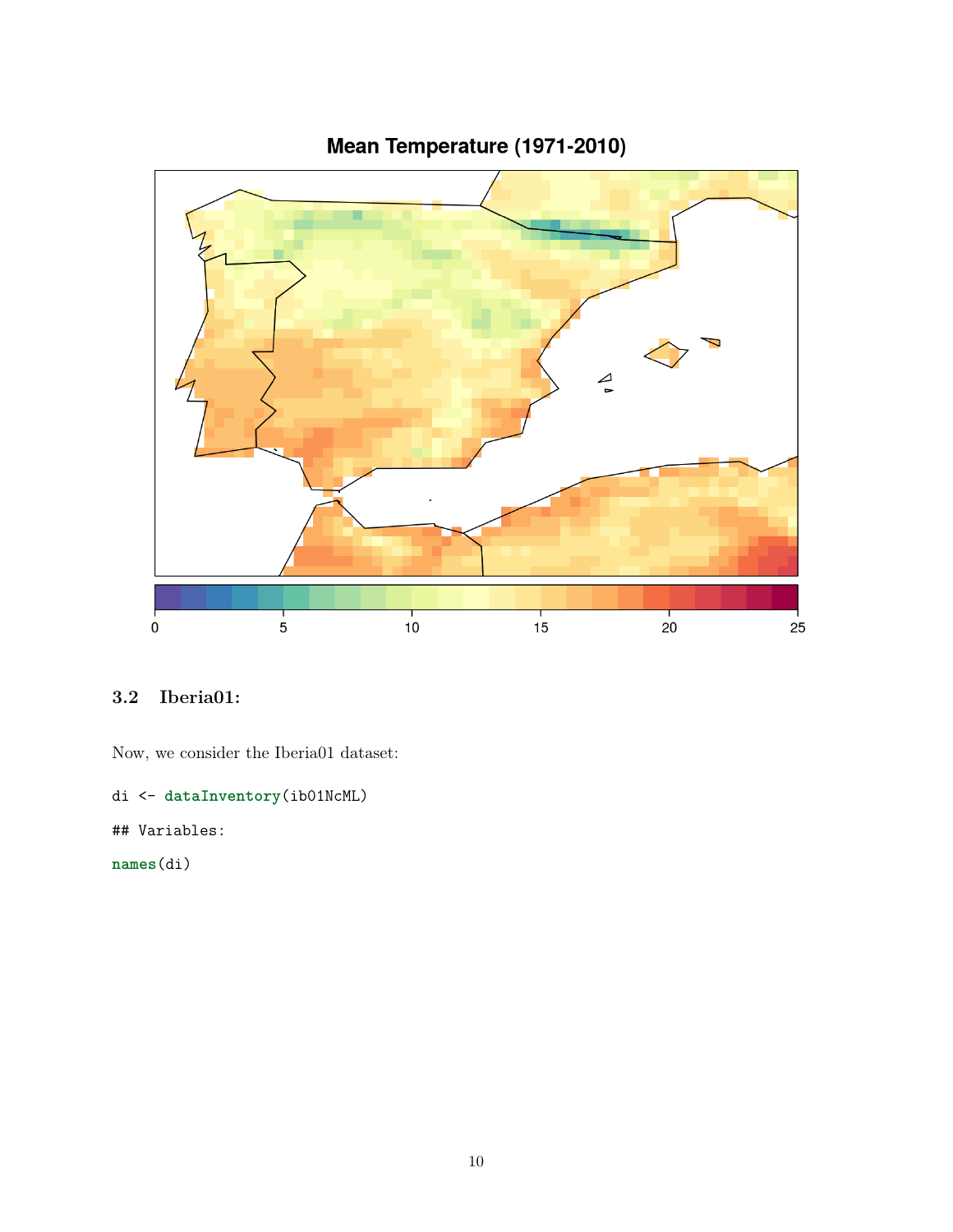## 3.2 Iberia01:

Now, we consider the Iberia01 dataset:

```
di <- dataInventory(ib01NcML)
```

```
## Variables:
```

```
names(di)
```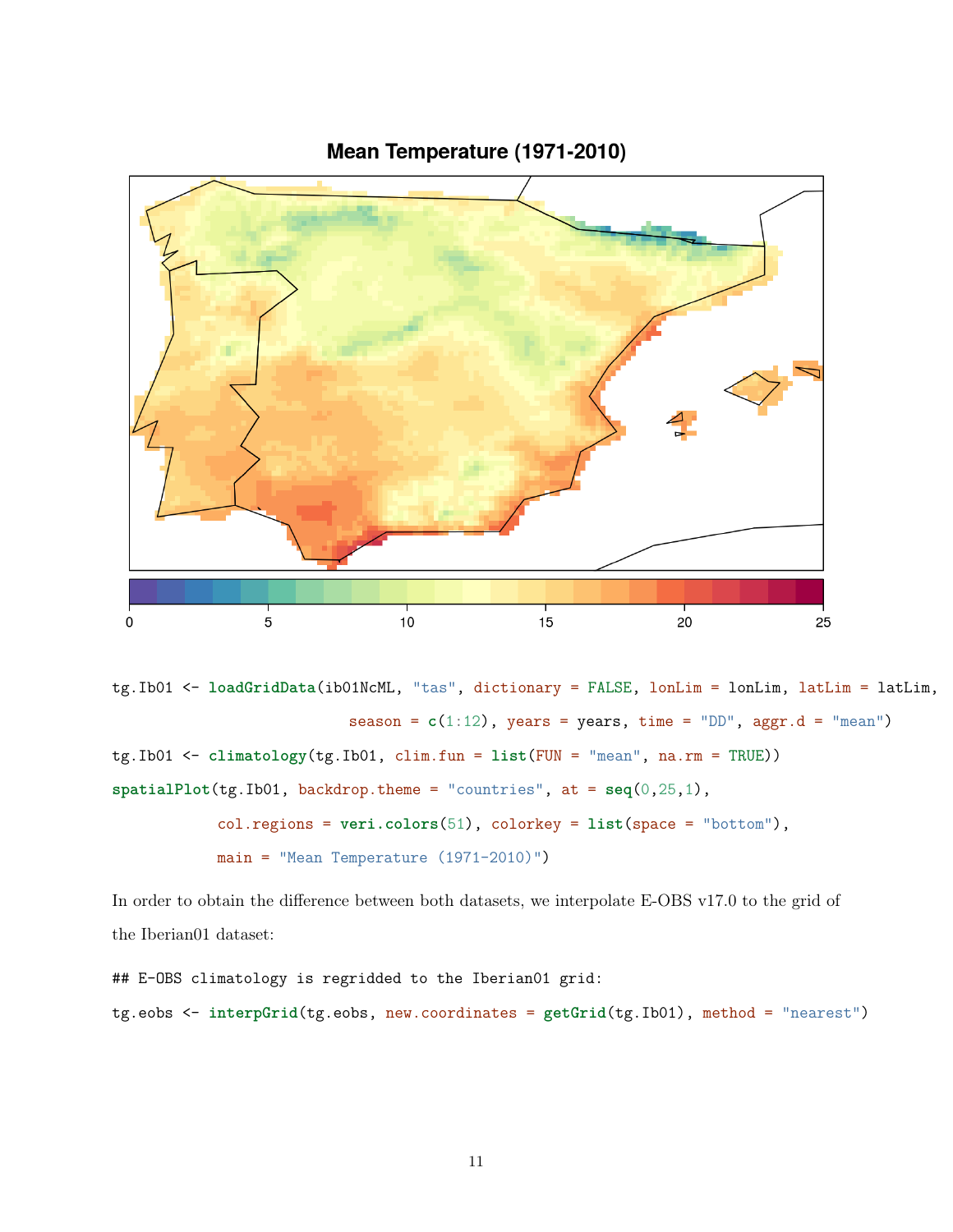```
tg.Ib01 <- loadGridData(ib01NcML, "tas", dictionary = FALSE, lonLim = lonLim, latLim = latLim,
                        season = c(1:12), years = years, time = "DD", aggr.d = "mean")
tg.Ib01 <- climatology(tg.Ib01, clim.fun = list(FUN = "mean", na.rm = TRUE))
spatialPlot(tg.Ib01, backdrop.theme = "countries", at = seq(0,25,1),
            col.regions = veri.colors(51), colorkey = list(space = "bottom"),
            main = "Mean Temperature (1971-2010)")
```

In order to obtain the difference between both datasets, we interpolate E-OBS v17.0 to the grid of the Iberian01 dataset:

```
## E-OBS climatology is regridded to the Iberian01 grid:
tg.eobs <- interpGrid(tg.eobs, new.coordinates = getGrid(tg.Ib01), method = "nearest")
```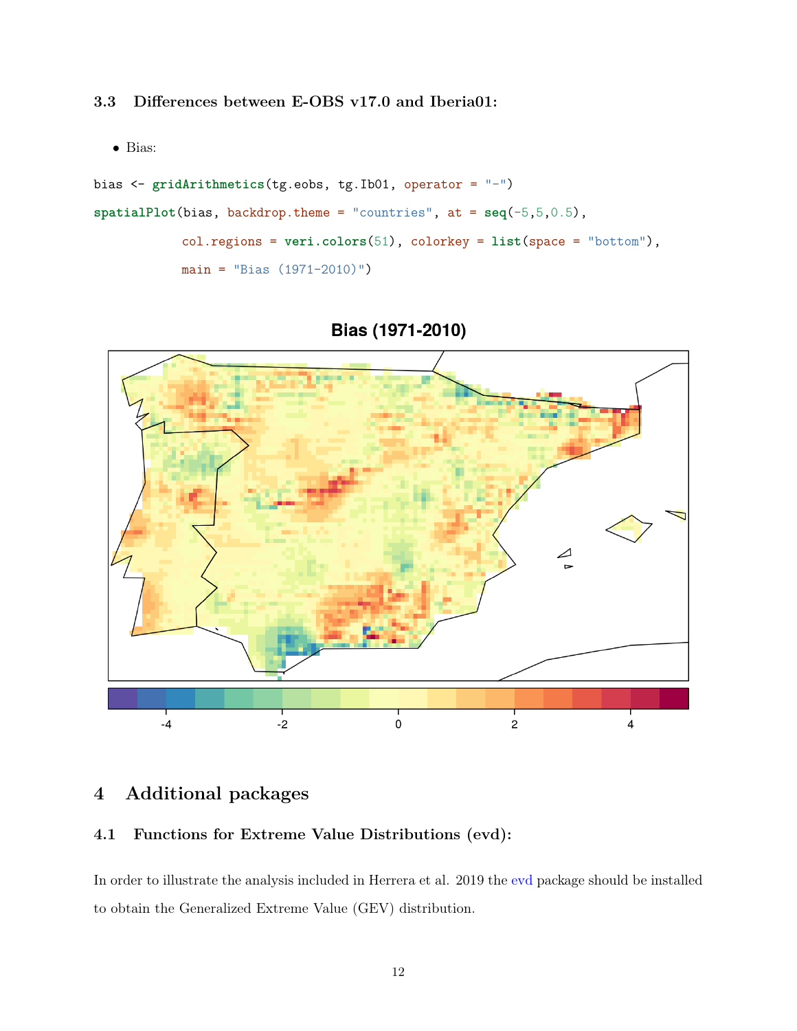### 3.3 Differences between E-OBS v17.0 and Iberia01:

- Bias:

```
bias <- gridArithmetics(tg.eobs, tg.Ib01, operator = "-")
spatialPlot(bias, backdrop.theme = "countries", at = seq(-5,5,0.5),
            col.regions = veri.colors(51), colorkey = list(space = "bottom"),
            main = "Bias (1971-2010)")
```

## 4 Additional packages

### 4.1 Functions for Extreme Value Distributions (evd):

In order to illustrate the analysis included in Herrera et al. 2019 the evd package should be installed to obtain the Generalized Extreme Value (GEV) distribution.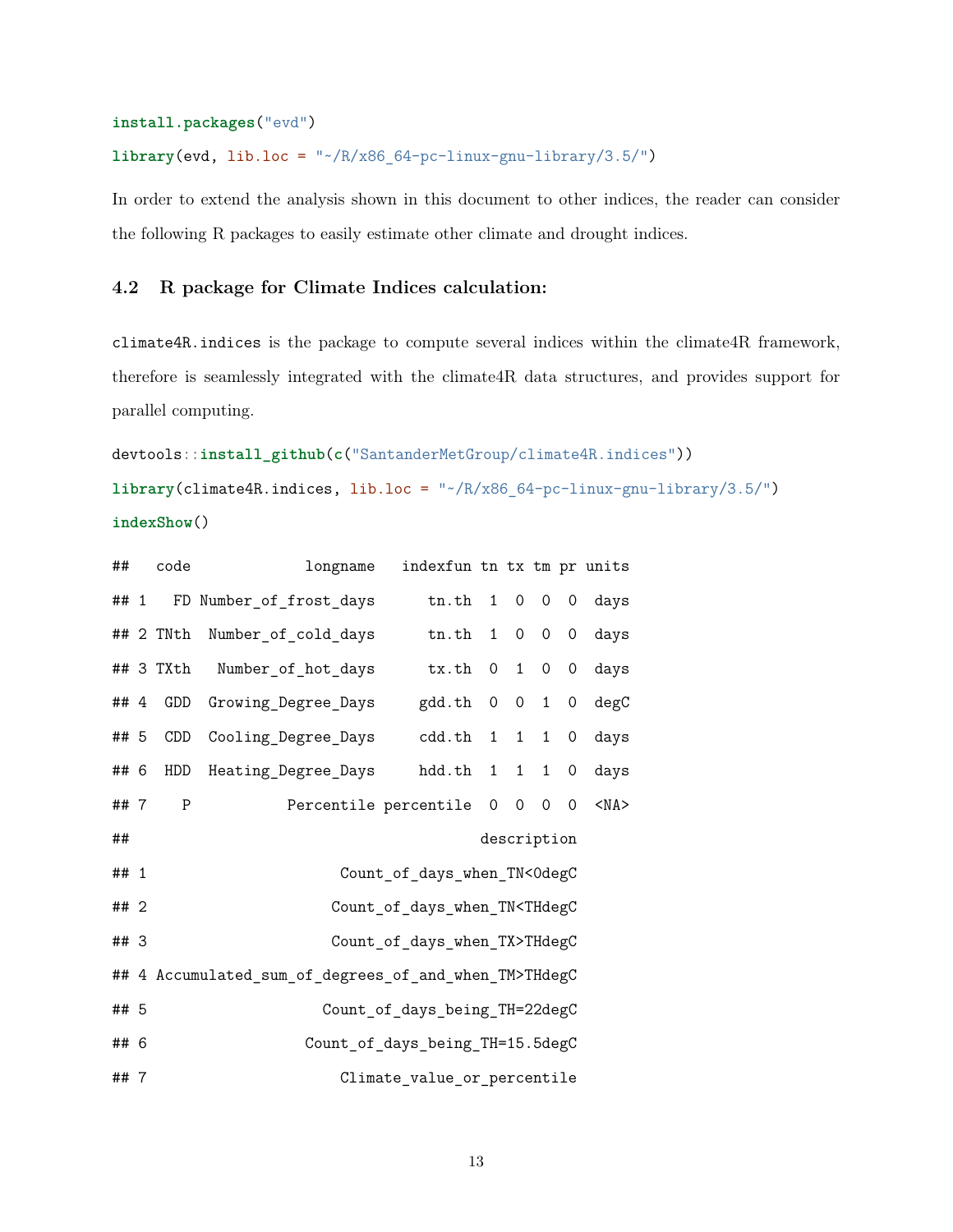```r
install.packages("evd")
library(evd, lib.loc = "~/R/x86_64-pc-linux-gnu-library/3.5/")
```

In order to extend the analysis shown in this document to other indices, the reader can consider the following R packages to easily estimate other climate and drought indices.

## 4.2 R package for Climate Indices calculation:

`climate4R.indices` is the package to compute several indices within the climate4R framework, therefore is seamlessly integrated with the climate4R data structures, and provides support for parallel computing.

```r
devtools::install_github(c("SantanderMetGroup/climate4R.indices"))
library(climate4R.indices, lib.loc = "~/R/x86_64-pc-linux-gnu-library/3.5/")
indexShow()
```

```
##   code             longname   indexfun tn tx tm pr units
## 1   FD Number_of_frost_days      tn.th  1  0  0  0  days
## 2 TNth  Number_of_cold_days      tn.th  1  0  0  0  days
## 3 TXth   Number_of_hot_days      tx.th  0  1  0  0  days
## 4  GDD  Growing_Degree_Days     gdd.th  0  0  1  0  degC
## 5  CDD  Cooling_Degree_Days     cdd.th  1  1  1  0  days
## 6  HDD  Heating_Degree_Days     hdd.th  1  1  1  0  days
## 7    P           Percentile percentile  0  0  0  0  <NA>
##                                         description
## 1                        Count_of_days_when_TN<0degC
## 2                       Count_of_days_when_TN<THdegC
## 3                       Count_of_days_when_TX>THdegC
## 4 Accumulated_sum_of_degrees_of_and_when_TM>THdegC
## 5                       Count_of_days_being_TH=22degC
## 6                     Count_of_days_being_TH=15.5degC
## 7                        Climate_value_or_percentile
```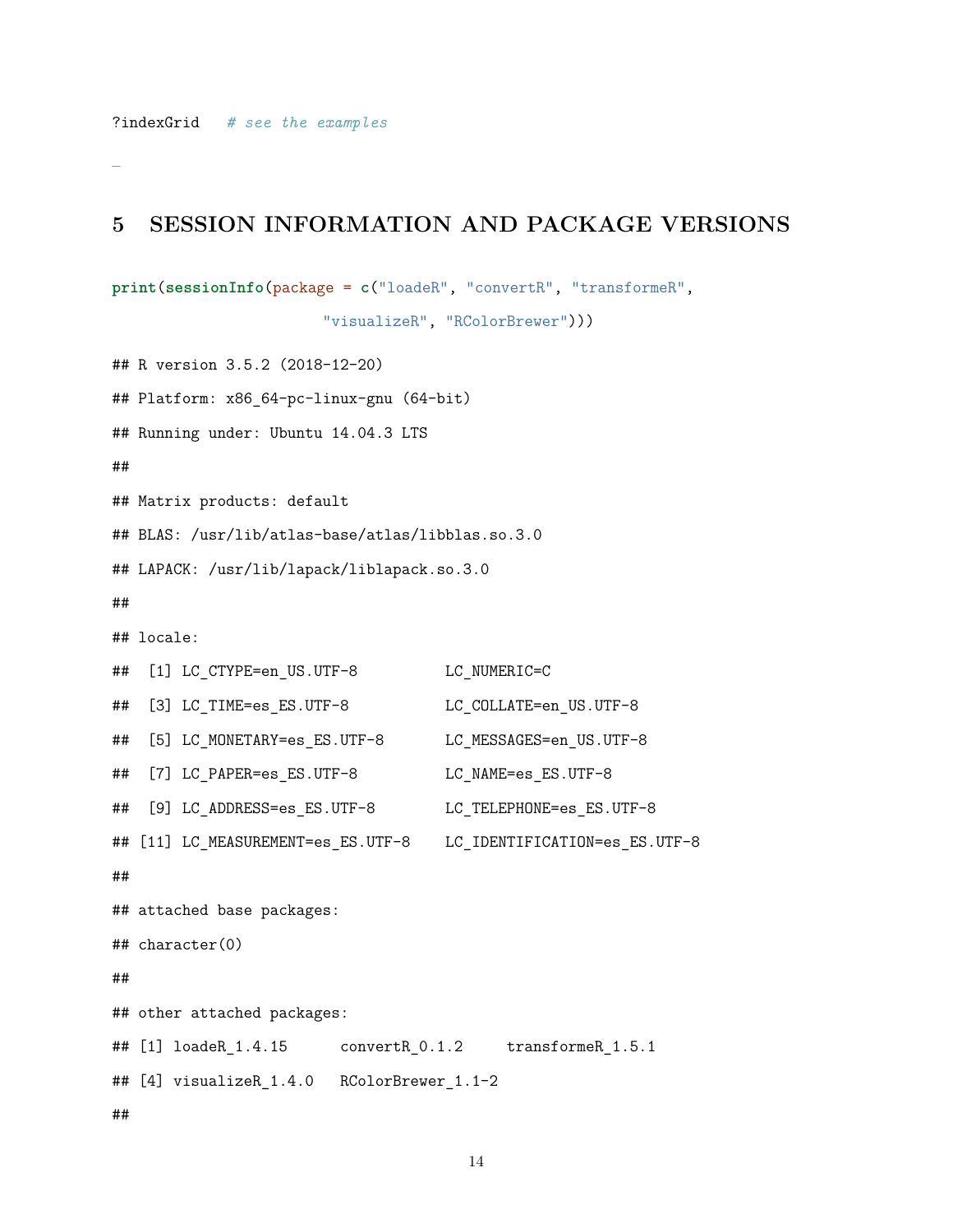```
?indexGrid   # see the examples
```

–

# 5 SESSION INFORMATION AND PACKAGE VERSIONS

```
print(sessionInfo(package = c("loadeR", "convertR", "transformeR",
                      "visualizeR", "RColorBrewer")))
```

```
## R version 3.5.2 (2018-12-20)
## Platform: x86_64-pc-linux-gnu (64-bit)
## Running under: Ubuntu 14.04.3 LTS
##
## Matrix products: default
## BLAS: /usr/lib/atlas-base/atlas/libblas.so.3.0
## LAPACK: /usr/lib/lapack/liblapack.so.3.0
##
## locale:
##  [1] LC_CTYPE=en_US.UTF-8          LC_NUMERIC=C
##  [3] LC_TIME=es_ES.UTF-8           LC_COLLATE=en_US.UTF-8
##  [5] LC_MONETARY=es_ES.UTF-8       LC_MESSAGES=en_US.UTF-8
##  [7] LC_PAPER=es_ES.UTF-8          LC_NAME=es_ES.UTF-8
##  [9] LC_ADDRESS=es_ES.UTF-8        LC_TELEPHONE=es_ES.UTF-8
## [11] LC_MEASUREMENT=es_ES.UTF-8    LC_IDENTIFICATION=es_ES.UTF-8
##
## attached base packages:
## character(0)
##
## other attached packages:
## [1] loadeR_1.4.15      convertR_0.1.2     transformeR_1.5.1
## [4] visualizeR_1.4.0   RColorBrewer_1.1-2
##
```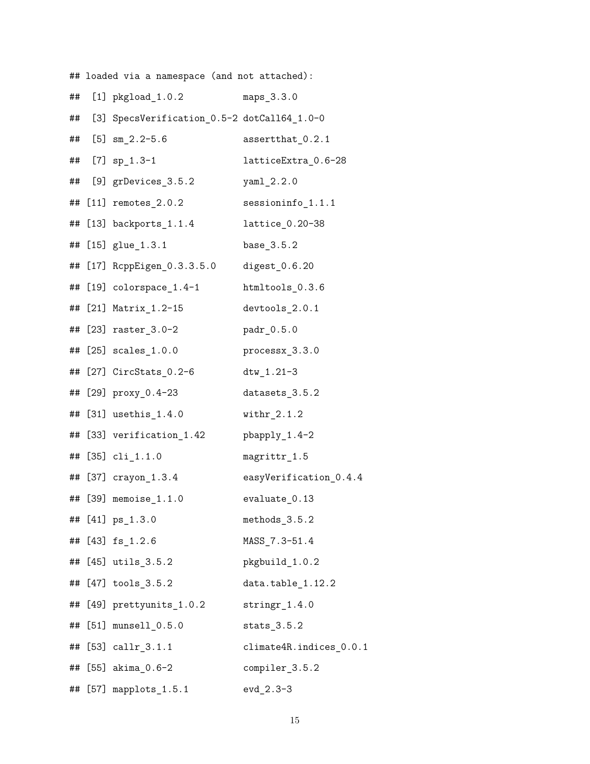```
## loaded via a namespace (and not attached):
##  [1] pkgload_1.0.2            maps_3.3.0
##  [3] SpecsVerification_0.5-2 dotCall64_1.0-0
##  [5] sm_2.2-5.6               assertthat_0.2.1
##  [7] sp_1.3-1                 latticeExtra_0.6-28
##  [9] grDevices_3.5.2          yaml_2.2.0
## [11] remotes_2.0.2            sessioninfo_1.1.1
## [13] backports_1.1.4          lattice_0.20-38
## [15] glue_1.3.1               base_3.5.2
## [17] RcppEigen_0.3.3.5.0      digest_0.6.20
## [19] colorspace_1.4-1         htmltools_0.3.6
## [21] Matrix_1.2-15            devtools_2.0.1
## [23] raster_3.0-2             padr_0.5.0
## [25] scales_1.0.0             processx_3.3.0
## [27] CircStats_0.2-6          dtw_1.21-3
## [29] proxy_0.4-23             datasets_3.5.2
## [31] usethis_1.4.0            withr_2.1.2
## [33] verification_1.42        pbapply_1.4-2
## [35] cli_1.1.0                magrittr_1.5
## [37] crayon_1.3.4             easyVerification_0.4.4
## [39] memoise_1.1.0            evaluate_0.13
## [41] ps_1.3.0                 methods_3.5.2
## [43] fs_1.2.6                 MASS_7.3-51.4
## [45] utils_3.5.2              pkgbuild_1.0.2
## [47] tools_3.5.2              data.table_1.12.2
## [49] prettyunits_1.0.2        stringr_1.4.0
## [51] munsell_0.5.0            stats_3.5.2
## [53] callr_3.1.1              climate4R.indices_0.0.1
## [55] akima_0.6-2              compiler_3.5.2
## [57] mapplots_1.5.1           evd_2.3-3
```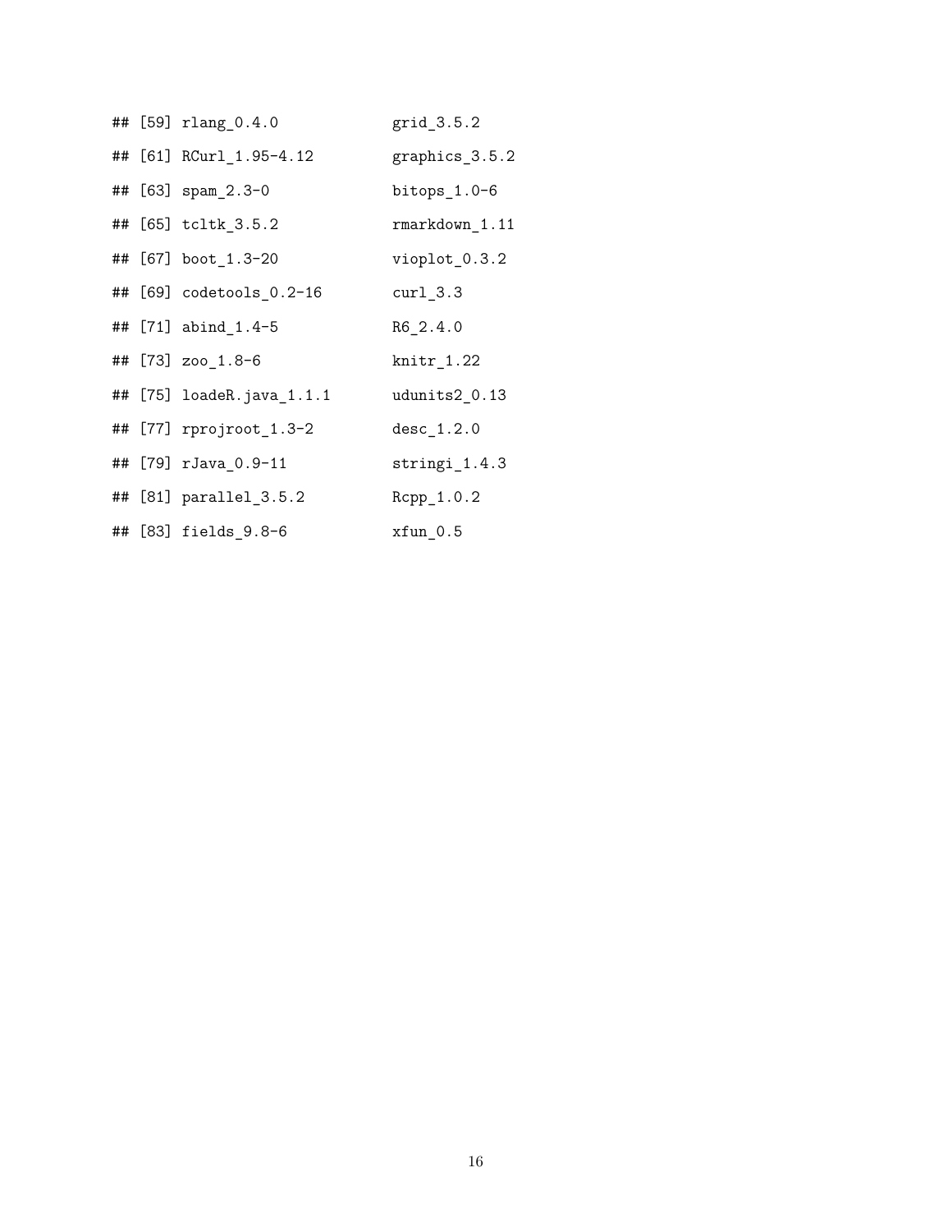```
## [59] rlang_0.4.0            grid_3.5.2
## [61] RCurl_1.95-4.12         graphics_3.5.2
## [63] spam_2.3-0              bitops_1.0-6
## [65] tcltk_3.5.2             rmarkdown_1.11
## [67] boot_1.3-20             vioplot_0.3.2
## [69] codetools_0.2-16        curl_3.3
## [71] abind_1.4-5             R6_2.4.0
## [73] zoo_1.8-6               knitr_1.22
## [75] loadeR.java_1.1.1       udunits2_0.13
## [77] rprojroot_1.3-2         desc_1.2.0
## [79] rJava_0.9-11            stringi_1.4.3
## [81] parallel_3.5.2          Rcpp_1.0.2
## [83] fields_9.8-6            xfun_0.5
```